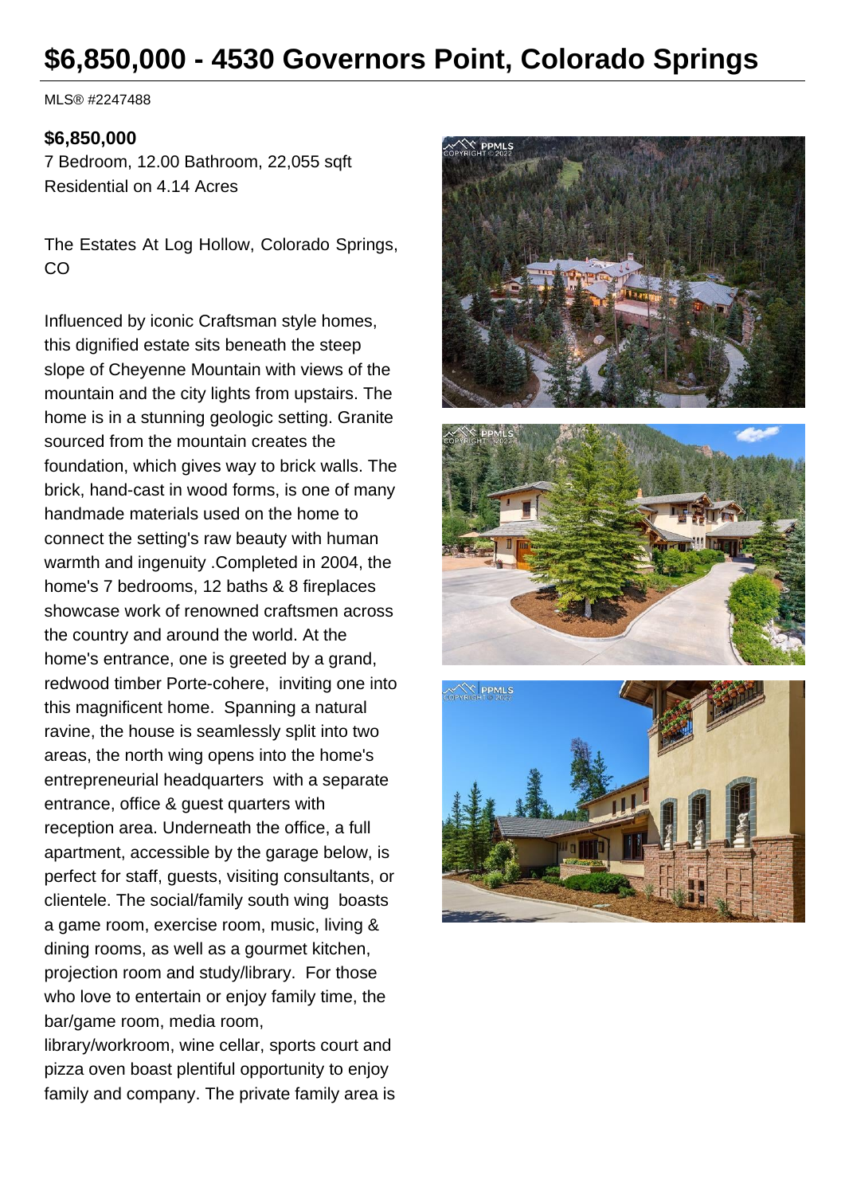# $6,850,000 - 4530 Governors Point, Colorado Springs

MLS® #2247488

**$6,850,000**

7 Bedroom, 12.00 Bathroom, 22,055 sqft

Residential on 4.14 Acres

The Estates At Log Hollow, Colorado Springs, CO

Influenced by iconic Craftsman style homes, this dignified estate sits beneath the steep slope of Cheyenne Mountain with views of the mountain and the city lights from upstairs. The home is in a stunning geologic setting. Granite sourced from the mountain creates the foundation, which gives way to brick walls. The brick, hand-cast in wood forms, is one of many handmade materials used on the home to connect the setting's raw beauty with human warmth and ingenuity .Completed in 2004, the home's 7 bedrooms, 12 baths & 8 fireplaces showcase work of renowned craftsmen across the country and around the world. At the home's entrance, one is greeted by a grand, redwood timber Porte-cohere, inviting one into this magnificent home. Spanning a natural ravine, the house is seamlessly split into two areas, the north wing opens into the home's entrepreneurial headquarters with a separate entrance, office & guest quarters with reception area. Underneath the office, a full apartment, accessible by the garage below, is perfect for staff, guests, visiting consultants, or clientele. The social/family south wing boasts a game room, exercise room, music, living & dining rooms, as well as a gourmet kitchen, projection room and study/library. For those who love to entertain or enjoy family time, the bar/game room, media room, library/workroom, wine cellar, sports court and pizza oven boast plentiful opportunity to enjoy family and company. The private family area is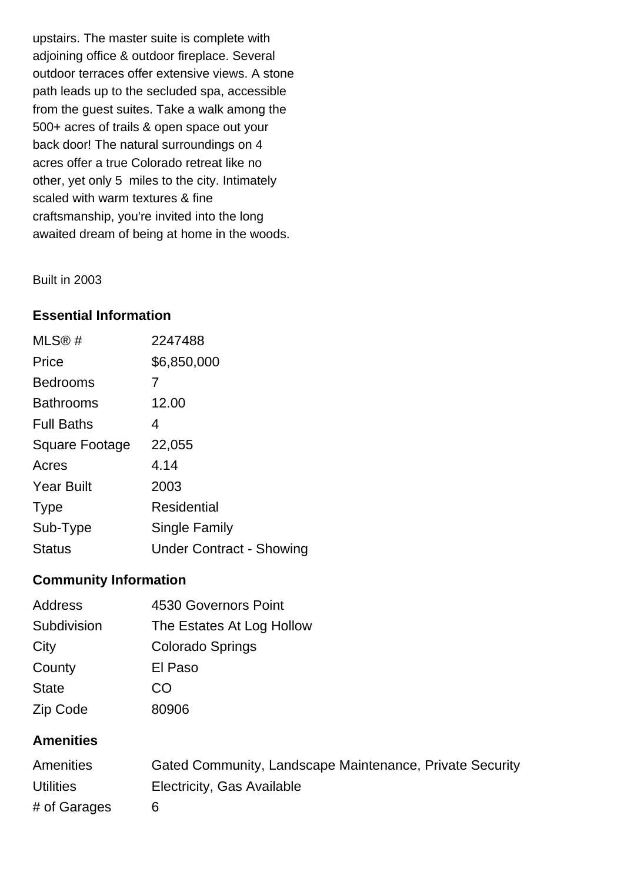upstairs. The master suite is complete with adjoining office & outdoor fireplace. Several outdoor terraces offer extensive views. A stone path leads up to the secluded spa, accessible from the guest suites. Take a walk among the 500+ acres of trails & open space out your back door! The natural surroundings on 4 acres offer a true Colorado retreat like no other, yet only 5 miles to the city. Intimately scaled with warm textures & fine craftsmanship, you're invited into the long awaited dream of being at home in the woods.

Built in 2003

## Essential Information

| | |
|---|---|
| MLS® # | 2247488 |
| Price | $6,850,000 |
| Bedrooms | 7 |
| Bathrooms | 12.00 |
| Full Baths | 4 |
| Square Footage | 22,055 |
| Acres | 4.14 |
| Year Built | 2003 |
| Type | Residential |
| Sub-Type | Single Family |
| Status | Under Contract - Showing |

## Community Information

| | |
|---|---|
| Address | 4530 Governors Point |
| Subdivision | The Estates At Log Hollow |
| City | Colorado Springs |
| County | El Paso |
| State | CO |
| Zip Code | 80906 |

## Amenities

| | |
|---|---|
| Amenities | Gated Community, Landscape Maintenance, Private Security |
| Utilities | Electricity, Gas Available |
| # of Garages | 6 |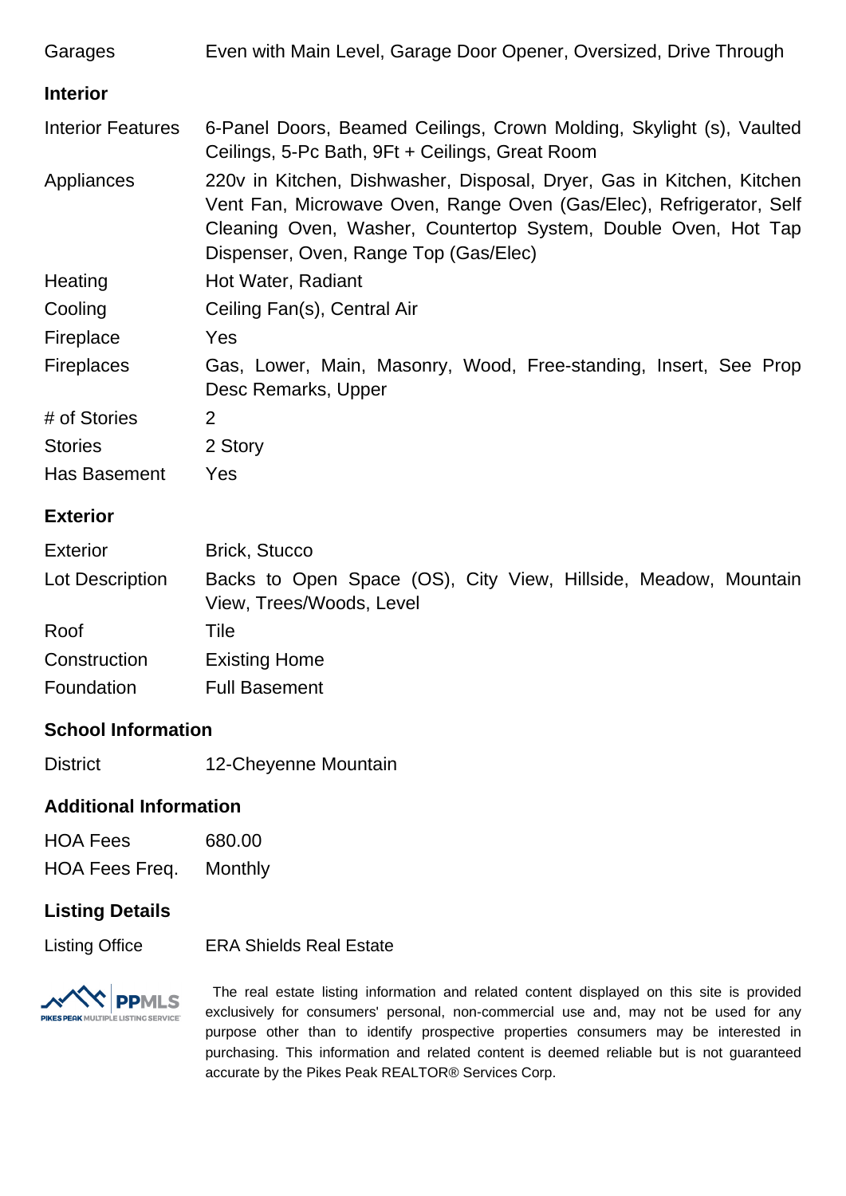| | |
|---|---|
| Garages | Even with Main Level, Garage Door Opener, Oversized, Drive Through |

## Interior

| | |
|---|---|
| Interior Features | 6-Panel Doors, Beamed Ceilings, Crown Molding, Skylight (s), Vaulted Ceilings, 5-Pc Bath, 9Ft + Ceilings, Great Room |
| Appliances | 220v in Kitchen, Dishwasher, Disposal, Dryer, Gas in Kitchen, Kitchen Vent Fan, Microwave Oven, Range Oven (Gas/Elec), Refrigerator, Self Cleaning Oven, Washer, Countertop System, Double Oven, Hot Tap Dispenser, Oven, Range Top (Gas/Elec) |
| Heating | Hot Water, Radiant |
| Cooling | Ceiling Fan(s), Central Air |
| Fireplace | Yes |
| Fireplaces | Gas, Lower, Main, Masonry, Wood, Free-standing, Insert, See Prop Desc Remarks, Upper |
| # of Stories | 2 |
| Stories | 2 Story |
| Has Basement | Yes |

## Exterior

| | |
|---|---|
| Exterior | Brick, Stucco |
| Lot Description | Backs to Open Space (OS), City View, Hillside, Meadow, Mountain View, Trees/Woods, Level |
| Roof | Tile |
| Construction | Existing Home |
| Foundation | Full Basement |

## School Information

| | |
|---|---|
| District | 12-Cheyenne Mountain |

## Additional Information

| | |
|---|---|
| HOA Fees | 680.00 |
| HOA Fees Freq. | Monthly |

## Listing Details

| | |
|---|---|
| Listing Office | ERA Shields Real Estate |

PPMLS PIKES PEAK MULTIPLE LISTING SERVICE

The real estate listing information and related content displayed on this site is provided exclusively for consumers' personal, non-commercial use and, may not be used for any purpose other than to identify prospective properties consumers may be interested in purchasing. This information and related content is deemed reliable but is not guaranteed accurate by the Pikes Peak REALTOR® Services Corp.